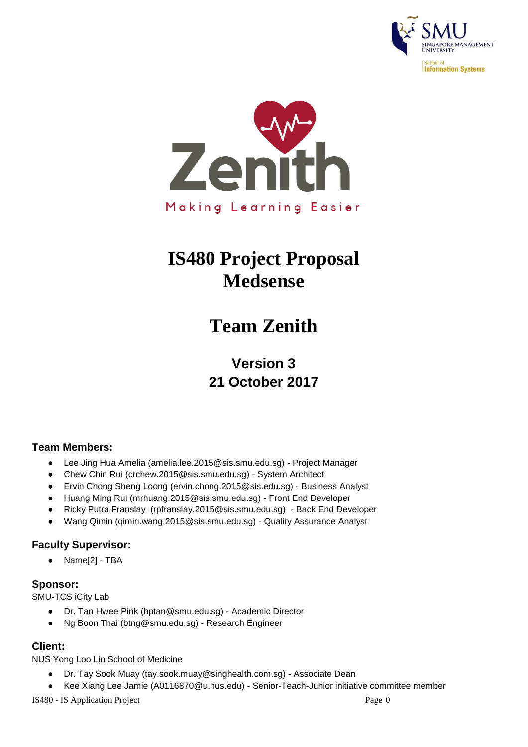Zenith

Making Learning Easier

# IS480 Project Proposal
# Medsense

# Team Zenith

### Version 3
### 21 October 2017

**Team Members:**

- Lee Jing Hua Amelia (amelia.lee.2015@sis.smu.edu.sg) - Project Manager
- Chew Chin Rui (crchew.2015@sis.smu.edu.sg) - System Architect
- Ervin Chong Sheng Loong (ervin.chong.2015@sis.edu.sg) - Business Analyst
- Huang Ming Rui (mrhuang.2015@sis.smu.edu.sg) - Front End Developer
- Ricky Putra Franslay (rpfranslay.2015@sis.smu.edu.sg) - Back End Developer
- Wang Qimin (qimin.wang.2015@sis.smu.edu.sg) - Quality Assurance Analyst

**Faculty Supervisor:**

- Name[2] - TBA

**Sponsor:**

SMU-TCS iCity Lab

- Dr. Tan Hwee Pink (hptan@smu.edu.sg) - Academic Director
- Ng Boon Thai (btng@smu.edu.sg) - Research Engineer

**Client:**

NUS Yong Loo Lin School of Medicine

- Dr. Tay Sook Muay (tay.sook.muay@singhealth.com.sg) - Associate Dean
- Kee Xiang Lee Jamie (A0116870@u.nus.edu) - Senior-Teach-Junior initiative committee member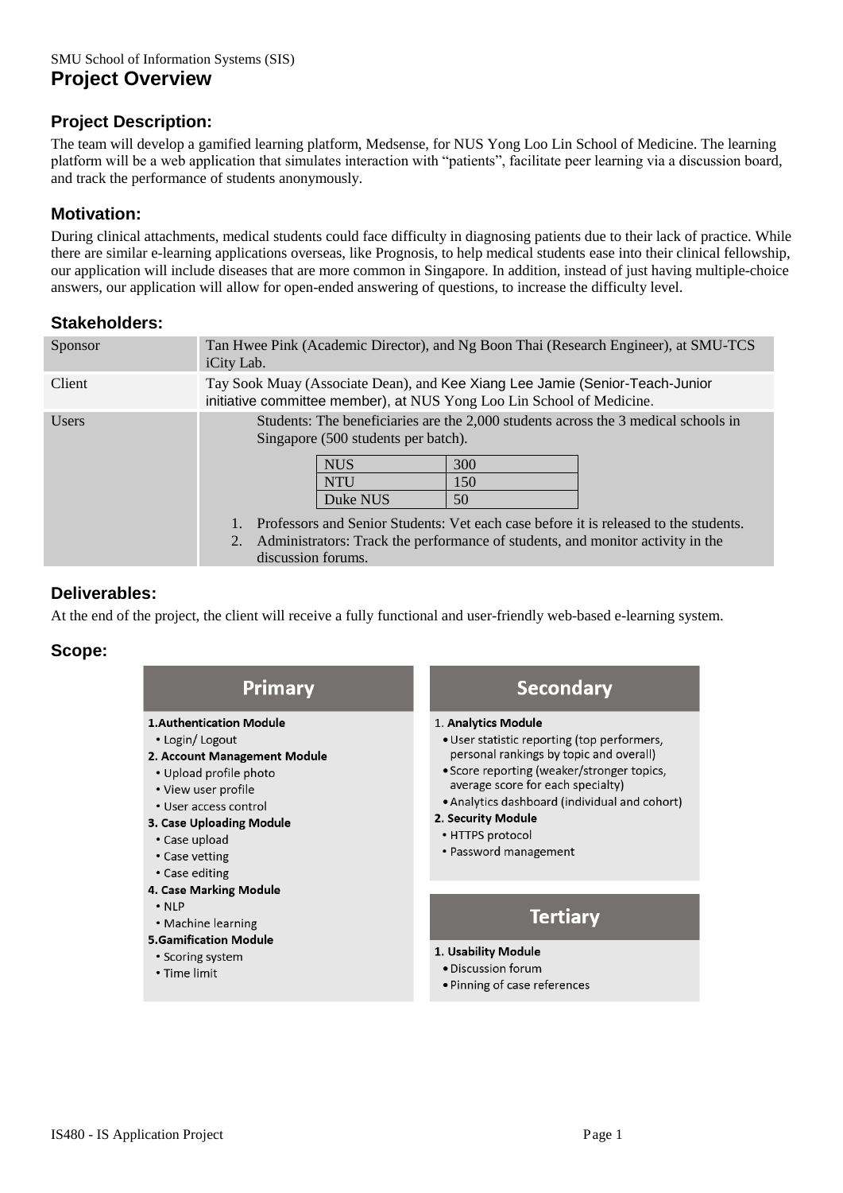SMU School of Information Systems (SIS)

# Project Overview

## Project Description:

The team will develop a gamified learning platform, Medsense, for NUS Yong Loo Lin School of Medicine. The learning platform will be a web application that simulates interaction with "patients", facilitate peer learning via a discussion board, and track the performance of students anonymously.

## Motivation:

During clinical attachments, medical students could face difficulty in diagnosing patients due to their lack of practice. While there are similar e-learning applications overseas, like Prognosis, to help medical students ease into their clinical fellowship, our application will include diseases that are more common in Singapore. In addition, instead of just having multiple-choice answers, our application will allow for open-ended answering of questions, to increase the difficulty level.

## Stakeholders:

| | |
|---|---|
| Sponsor | Tan Hwee Pink (Academic Director), and Ng Boon Thai (Research Engineer), at SMU-TCS iCity Lab. |
| Client | Tay Sook Muay (Associate Dean), and Kee Xiang Lee Jamie (Senior-Teach-Junior initiative committee member), at NUS Yong Loo Lin School of Medicine. |
| Users | Students: The beneficiaries are the 2,000 students across the 3 medical schools in Singapore (500 students per batch).<br><br>NUS: 300<br>NTU: 150<br>Duke NUS: 50<br><br>1. Professors and Senior Students: Vet each case before it is released to the students.<br>2. Administrators: Track the performance of students, and monitor activity in the discussion forums. |

## Deliverables:

At the end of the project, the client will receive a fully functional and user-friendly web-based e-learning system.

## Scope:

### Primary

**1. Authentication Module**
- Login/ Logout

**2. Account Management Module**
- Upload profile photo
- View user profile
- User access control

**3. Case Uploading Module**
- Case upload
- Case vetting
- Case editing

**4. Case Marking Module**
- NLP
- Machine learning

**5. Gamification Module**
- Scoring system
- Time limit

### Secondary

**1. Analytics Module**
- User statistic reporting (top performers, personal rankings by topic and overall)
- Score reporting (weaker/stronger topics, average score for each specialty)
- Analytics dashboard (individual and cohort)

**2. Security Module**
- HTTPS protocol
- Password management

### Tertiary

**1. Usability Module**
- Discussion forum
- Pinning of case references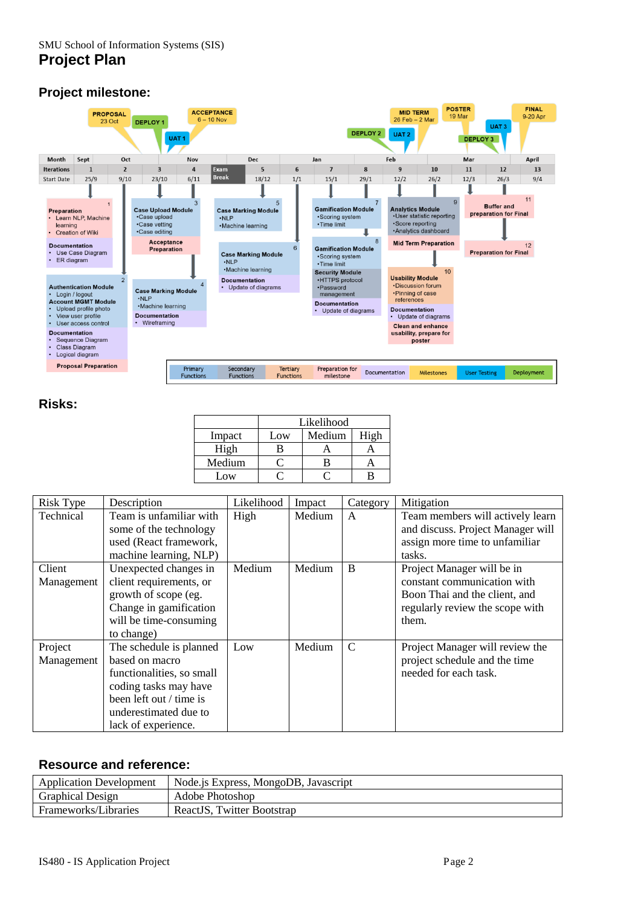SMU School of Information Systems (SIS)

# Project Plan

## Project milestone:

PROPOSAL 23 Oct
DEPLOY 1
UAT 1
ACCEPTANCE 6 – 10 Nov
MID TERM 26 Feb – 2 Mar
DEPLOY 2
UAT 2
POSTER 19 Mar
UAT 3
DEPLOY 3
FINAL 9-20 Apr

Month: Sept, Oct, Nov, Dec, Jan, Feb, Mar, April
Iterations: 1, 2, 3, 4, Exam Break, 5, 6, 7, 8, 9, 10, 11, 12, 13
Start Date: 25/9, 9/10, 23/10, 6/11, 18/12, 1/1, 15/1, 29/1, 12/2, 26/2, 12/3, 26/3, 9/4

1
Preparation
- Learn NLP, Machine learning
- Creation of Wiki

Documentation
- Use Case Diagram
- ER diagram

2
Authentication Module
- Login / logout

Account MGMT Module
- Upload profile photo
- View user profile
- User access control

Documentation
- Sequence Diagram
- Class Diagram
- Logical diagram

Proposal Preparation

3
Case Upload Module
- Case upload
- Case vetting
- Case editing

Acceptance Preparation

4
Case Marking Module
- NLP
- Machine learning

Documentation
- Wireframing

5
Case Marking Module
- NLP
- Machine learning

6
Case Marking Module
- NLP
- Machine learning

Documentation
- Update of diagrams

7
Gamification Module
- Scoring system
- Time limit

8
Gamification Module
- Scoring system
- Time limit

Security Module
- HTTPS protocol
- Password management

Documentation
- Update of diagrams

9
Analytics Module
- User statistic reporting
- Score reporting
- Analytics dashboard

Mid Term Preparation

10
Usability Module
- Discussion forum
- Pinning of case references

Documentation
- Update of diagrams

Clean and enhance usability, prepare for poster

11
Buffer and preparation for Final

12
Preparation for Final

Legend: Primary Functions, Secondary Functions, Tertiary Functions, Preparation for milestone, Documentation, Milestones, User Testing, Deployment

## Risks:

| | Likelihood | | |
|---|---|---|---|
| Impact | Low | Medium | High |
| High | B | A | A |
| Medium | C | B | A |
| Low | C | C | B |

| Risk Type | Description | Likelihood | Impact | Category | Mitigation |
|---|---|---|---|---|---|
| Technical | Team is unfamiliar with some of the technology used (React framework, machine learning, NLP) | High | Medium | A | Team members will actively learn and discuss. Project Manager will assign more time to unfamiliar tasks. |
| Client Management | Unexpected changes in client requirements, or growth of scope (eg. Change in gamification will be time-consuming to change) | Medium | Medium | B | Project Manager will be in constant communication with Boon Thai and the client, and regularly review the scope with them. |
| Project Management | The schedule is planned based on macro functionalities, so small coding tasks may have been left out / time is underestimated due to lack of experience. | Low | Medium | C | Project Manager will review the project schedule and the time needed for each task. |

## Resource and reference:

| | |
|---|---|
| Application Development | Node.js Express, MongoDB, Javascript |
| Graphical Design | Adobe Photoshop |
| Frameworks/Libraries | ReactJS, Twitter Bootstrap |